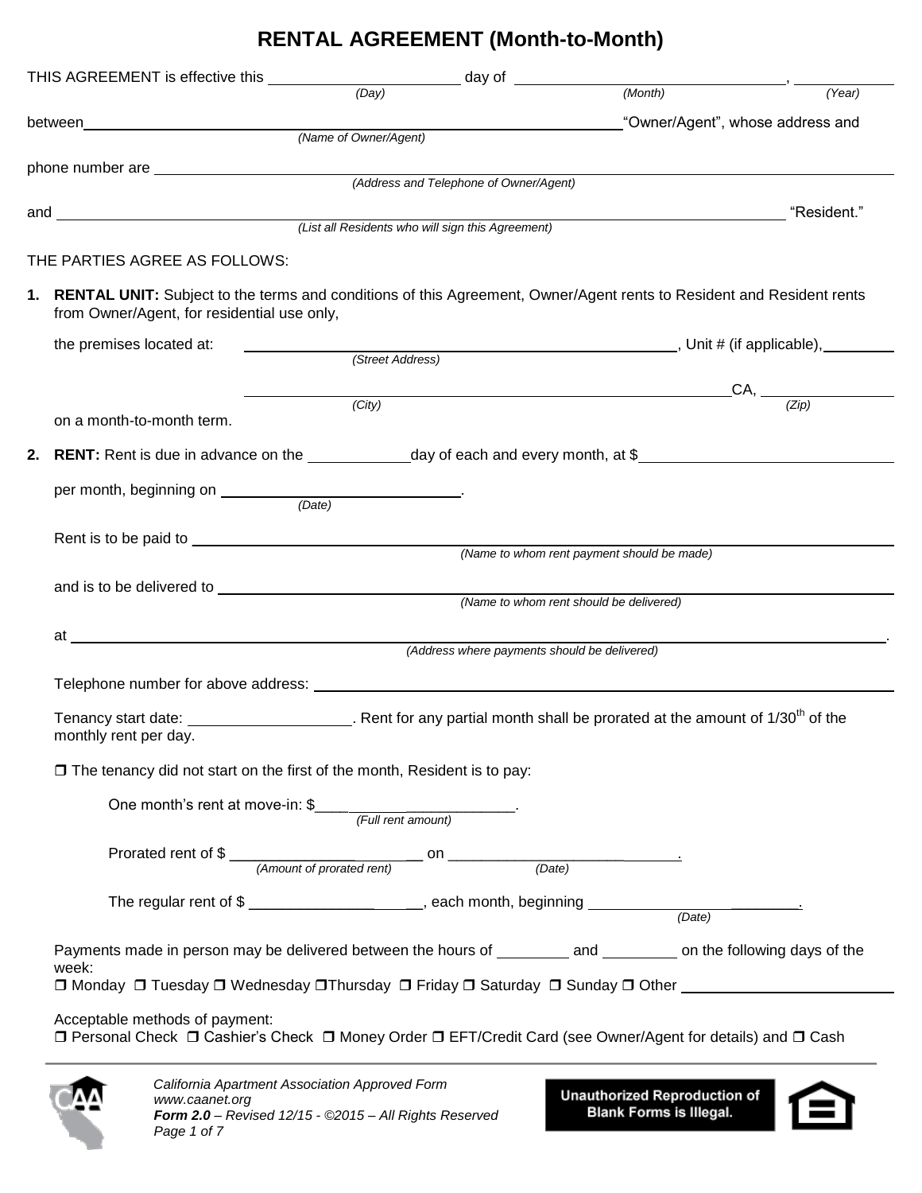# RENTAL AGREEMENT (Month-to-Month)

THIS AGREEMENT is effective this ______________________ day of ______________________________, ____________
*(Day)* *(Month)* *(Year)*

between ________________________________________________________________ "Owner/Agent", whose address and
*(Name of Owner/Agent)*

phone number are ________________________________________________________________
*(Address and Telephone of Owner/Agent)*

and ________________________________________________________________ "Resident."
*(List all Residents who will sign this Agreement)*

THE PARTIES AGREE AS FOLLOWS:

1. **RENTAL UNIT:** Subject to the terms and conditions of this Agreement, Owner/Agent rents to Resident and Resident rents from Owner/Agent, for residential use only,

   the premises located at: ______________________________________________, Unit # (if applicable), ________
   *(Street Address)*

   ______________________________________________________ CA, ______________
   *(City)* *(Zip)*

   on a month-to-month term.

2. **RENT:** Rent is due in advance on the ____________ day of each and every month, at $ ____________________________

   per month, beginning on ____________________________.
   *(Date)*

   Rent is to be paid to ________________________________________________________________
   *(Name to whom rent payment should be made)*

   and is to be delivered to ________________________________________________________________
   *(Name to whom rent should be delivered)*

   at ________________________________________________________________.
   *(Address where payments should be delivered)*

   Telephone number for above address: ________________________________________________

   Tenancy start date: ____________________. Rent for any partial month shall be prorated at the amount of 1/30th of the monthly rent per day.

   ❒ The tenancy did not start on the first of the month, Resident is to pay:

   One month's rent at move-in: $________________________.
   *(Full rent amount)*

   Prorated rent of $ ________________________ on ____________________________.
   *(Amount of prorated rent)* *(Date)*

   The regular rent of $ ______________________, each month, beginning ________________________.
   *(Date)*

   Payments made in person may be delivered between the hours of ________ and ________ on the following days of the week:
   ❒ Monday ❒ Tuesday ❒ Wednesday ❒ Thursday ❒ Friday ❒ Saturday ❒ Sunday ❒ Other ________________________

   Acceptable methods of payment:
   ❒ Personal Check ❒ Cashier's Check ❒ Money Order ❒ EFT/Credit Card (see Owner/Agent for details) and ❒ Cash

California Apartment Association Approved Form
www.caanet.org
**Form 2.0** – Revised 12/15 - ©2015 – All Rights Reserved

Unauthorized Reproduction of Blank Forms is Illegal.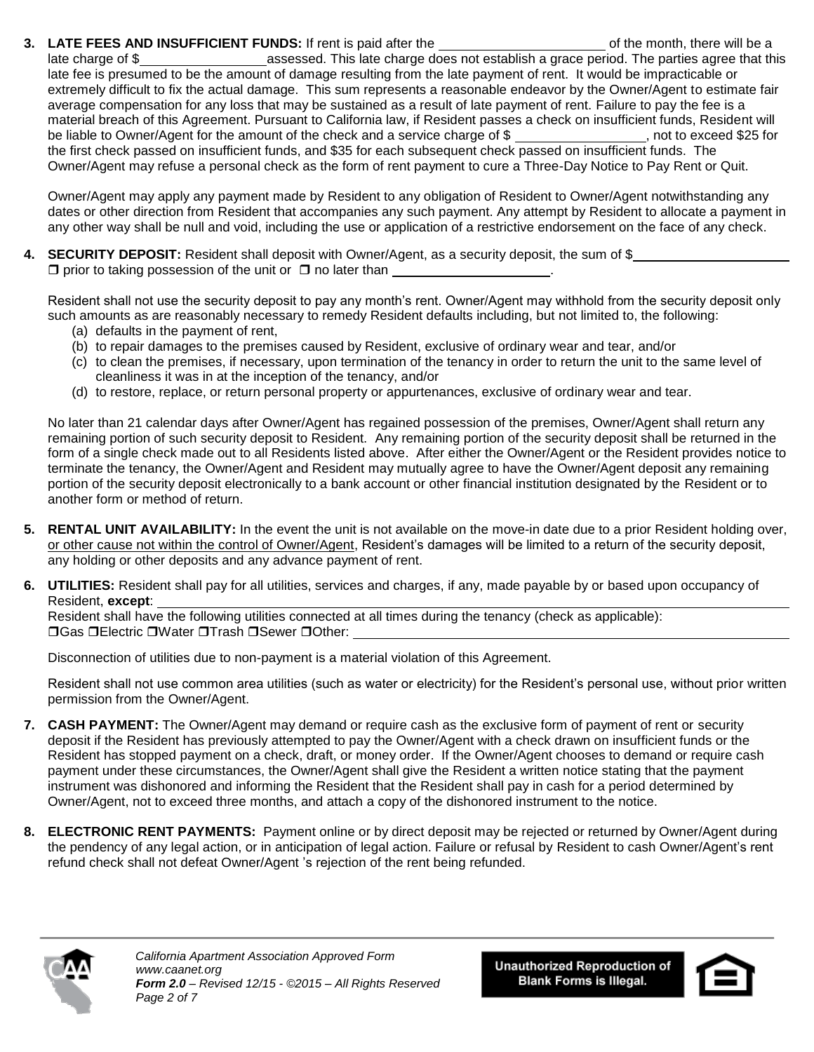**3. LATE FEES AND INSUFFICIENT FUNDS:** If rent is paid after the ______________________ of the month, there will be a late charge of $_________________ assessed. This late charge does not establish a grace period. The parties agree that this late fee is presumed to be the amount of damage resulting from the late payment of rent. It would be impracticable or extremely difficult to fix the actual damage. This sum represents a reasonable endeavor by the Owner/Agent to estimate fair average compensation for any loss that may be sustained as a result of late payment of rent. Failure to pay the fee is a material breach of this Agreement. Pursuant to California law, if Resident passes a check on insufficient funds, Resident will be liable to Owner/Agent for the amount of the check and a service charge of $ _________________, not to exceed $25 for the first check passed on insufficient funds, and $35 for each subsequent check passed on insufficient funds. The Owner/Agent may refuse a personal check as the form of rent payment to cure a Three-Day Notice to Pay Rent or Quit.

Owner/Agent may apply any payment made by Resident to any obligation of Resident to Owner/Agent notwithstanding any dates or other direction from Resident that accompanies any such payment. Any attempt by Resident to allocate a payment in any other way shall be null and void, including the use or application of a restrictive endorsement on the face of any check.

**4. SECURITY DEPOSIT:** Resident shall deposit with Owner/Agent, as a security deposit, the sum of $_____________________
❒ prior to taking possession of the unit or ❒ no later than ______________________.

Resident shall not use the security deposit to pay any month's rent. Owner/Agent may withhold from the security deposit only such amounts as are reasonably necessary to remedy Resident defaults including, but not limited to, the following:

(a) defaults in the payment of rent,
(b) to repair damages to the premises caused by Resident, exclusive of ordinary wear and tear, and/or
(c) to clean the premises, if necessary, upon termination of the tenancy in order to return the unit to the same level of cleanliness it was in at the inception of the tenancy, and/or
(d) to restore, replace, or return personal property or appurtenances, exclusive of ordinary wear and tear.

No later than 21 calendar days after Owner/Agent has regained possession of the premises, Owner/Agent shall return any remaining portion of such security deposit to Resident. Any remaining portion of the security deposit shall be returned in the form of a single check made out to all Residents listed above. After either the Owner/Agent or the Resident provides notice to terminate the tenancy, the Owner/Agent and Resident may mutually agree to have the Owner/Agent deposit any remaining portion of the security deposit electronically to a bank account or other financial institution designated by the Resident or to another form or method of return.

**5. RENTAL UNIT AVAILABILITY:** In the event the unit is not available on the move-in date due to a prior Resident holding over, or other cause not within the control of Owner/Agent, Resident's damages will be limited to a return of the security deposit, any holding or other deposits and any advance payment of rent.

**6. UTILITIES:** Resident shall pay for all utilities, services and charges, if any, made payable by or based upon occupancy of Resident, **except**: ____________________________________________________________

Resident shall have the following utilities connected at all times during the tenancy (check as applicable):
❒Gas ❒Electric ❒Water ❒Trash ❒Sewer ❒Other: ____________________________________________

Disconnection of utilities due to non-payment is a material violation of this Agreement.

Resident shall not use common area utilities (such as water or electricity) for the Resident's personal use, without prior written permission from the Owner/Agent.

**7. CASH PAYMENT:** The Owner/Agent may demand or require cash as the exclusive form of payment of rent or security deposit if the Resident has previously attempted to pay the Owner/Agent with a check drawn on insufficient funds or the Resident has stopped payment on a check, draft, or money order. If the Owner/Agent chooses to demand or require cash payment under these circumstances, the Owner/Agent shall give the Resident a written notice stating that the payment instrument was dishonored and informing the Resident that the Resident shall pay in cash for a period determined by Owner/Agent, not to exceed three months, and attach a copy of the dishonored instrument to the notice.

**8. ELECTRONIC RENT PAYMENTS:** Payment online or by direct deposit may be rejected or returned by Owner/Agent during the pendency of any legal action, or in anticipation of legal action. Failure or refusal by Resident to cash Owner/Agent's rent refund check shall not defeat Owner/Agent 's rejection of the rent being refunded.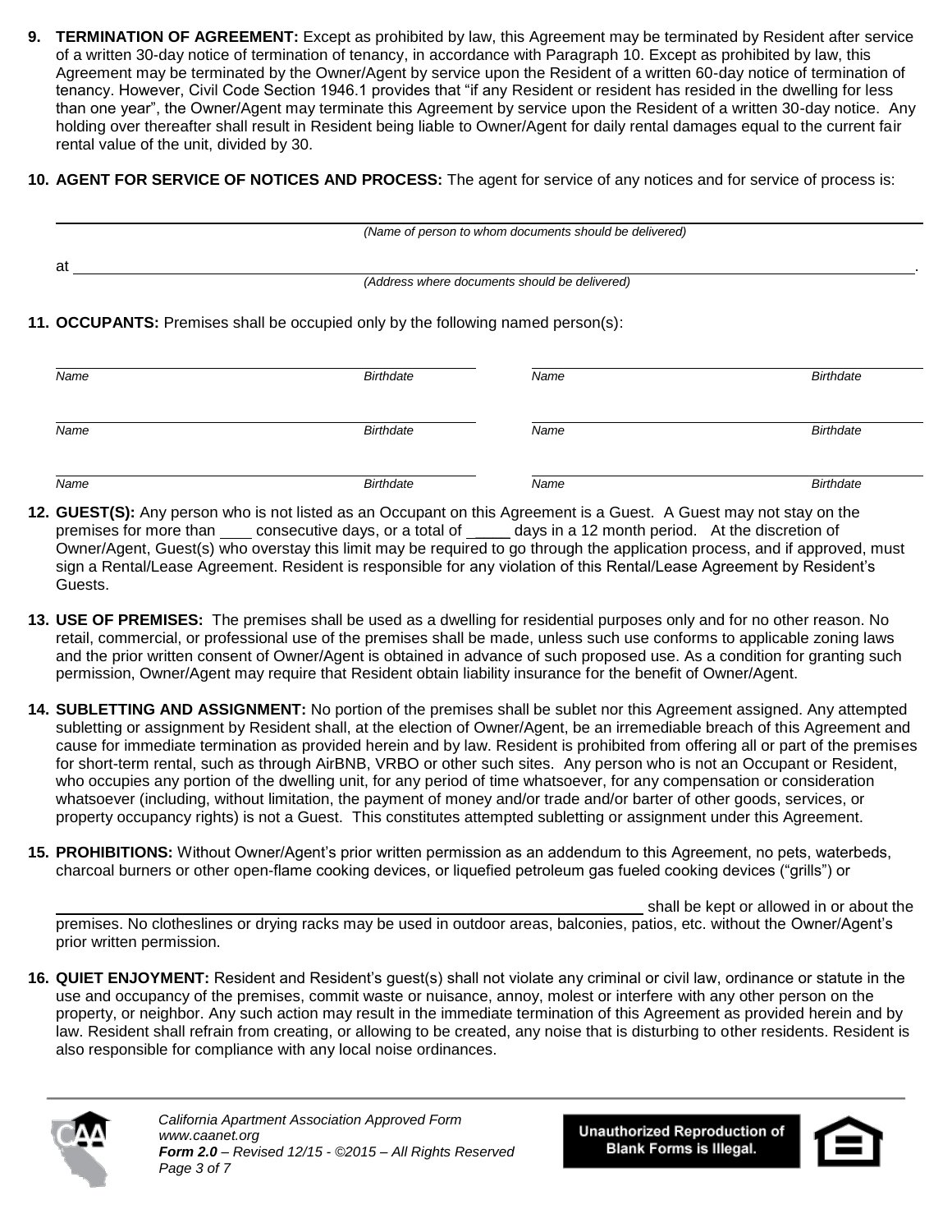**9. TERMINATION OF AGREEMENT:** Except as prohibited by law, this Agreement may be terminated by Resident after service of a written 30-day notice of termination of tenancy, in accordance with Paragraph 10. Except as prohibited by law, this Agreement may be terminated by the Owner/Agent by service upon the Resident of a written 60-day notice of termination of tenancy. However, Civil Code Section 1946.1 provides that "if any Resident or resident has resided in the dwelling for less than one year", the Owner/Agent may terminate this Agreement by service upon the Resident of a written 30-day notice. Any holding over thereafter shall result in Resident being liable to Owner/Agent for daily rental damages equal to the current fair rental value of the unit, divided by 30.

**10. AGENT FOR SERVICE OF NOTICES AND PROCESS:** The agent for service of any notices and for service of process is:

______________________________________________________________________
*(Name of person to whom documents should be delivered)*

at ___________________________________________________________________.
*(Address where documents should be delivered)*

**11. OCCUPANTS:** Premises shall be occupied only by the following named person(s):

| *Name* | *Birthdate* | *Name* | *Birthdate* |
|---|---|---|---|
| | | | |
| | | | |
| | | | |

**12. GUEST(S):** Any person who is not listed as an Occupant on this Agreement is a Guest. A Guest may not stay on the premises for more than ____ consecutive days, or a total of _____ days in a 12 month period. At the discretion of Owner/Agent, Guest(s) who overstay this limit may be required to go through the application process, and if approved, must sign a Rental/Lease Agreement. Resident is responsible for any violation of this Rental/Lease Agreement by Resident's Guests.

**13. USE OF PREMISES:** The premises shall be used as a dwelling for residential purposes only and for no other reason. No retail, commercial, or professional use of the premises shall be made, unless such use conforms to applicable zoning laws and the prior written consent of Owner/Agent is obtained in advance of such proposed use. As a condition for granting such permission, Owner/Agent may require that Resident obtain liability insurance for the benefit of Owner/Agent.

**14. SUBLETTING AND ASSIGNMENT:** No portion of the premises shall be sublet nor this Agreement assigned. Any attempted subletting or assignment by Resident shall, at the election of Owner/Agent, be an irremediable breach of this Agreement and cause for immediate termination as provided herein and by law. Resident is prohibited from offering all or part of the premises for short-term rental, such as through AirBNB, VRBO or other such sites. Any person who is not an Occupant or Resident, who occupies any portion of the dwelling unit, for any period of time whatsoever, for any compensation or consideration whatsoever (including, without limitation, the payment of money and/or trade and/or barter of other goods, services, or property occupancy rights) is not a Guest. This constitutes attempted subletting or assignment under this Agreement.

**15. PROHIBITIONS:** Without Owner/Agent's prior written permission as an addendum to this Agreement, no pets, waterbeds, charcoal burners or other open-flame cooking devices, or liquefied petroleum gas fueled cooking devices ("grills") or

______________________________________________________________________ shall be kept or allowed in or about the premises. No clotheslines or drying racks may be used in outdoor areas, balconies, patios, etc. without the Owner/Agent's prior written permission.

**16. QUIET ENJOYMENT:** Resident and Resident's guest(s) shall not violate any criminal or civil law, ordinance or statute in the use and occupancy of the premises, commit waste or nuisance, annoy, molest or interfere with any other person on the property, or neighbor. Any such action may result in the immediate termination of this Agreement as provided herein and by law. Resident shall refrain from creating, or allowing to be created, any noise that is disturbing to other residents. Resident is also responsible for compliance with any local noise ordinances.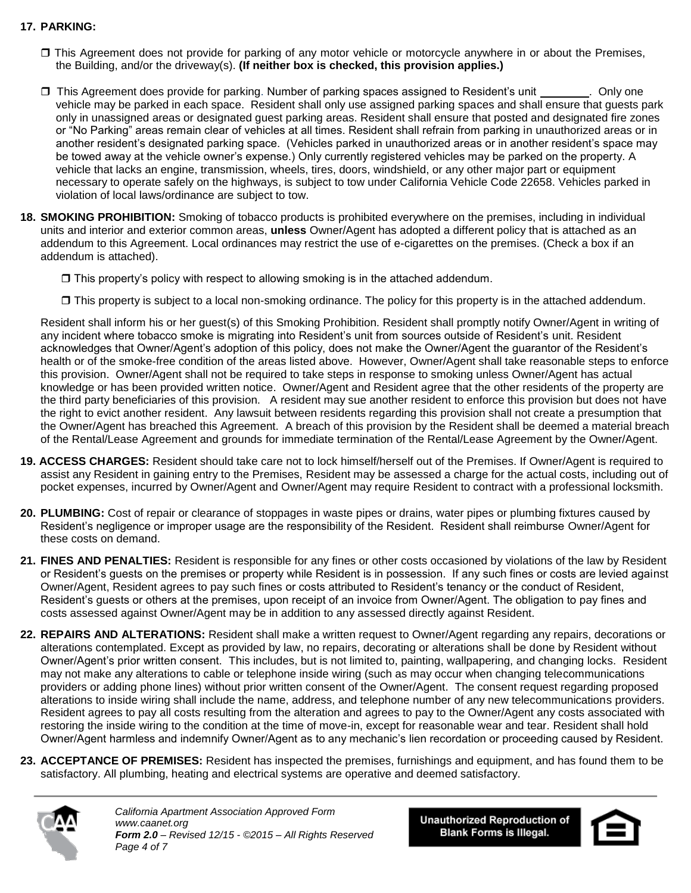**17. PARKING:**

❒ This Agreement does not provide for parking of any motor vehicle or motorcycle anywhere in or about the Premises, the Building, and/or the driveway(s). **(If neither box is checked, this provision applies.)**

❒ This Agreement does provide for parking. Number of parking spaces assigned to Resident's unit ________. Only one vehicle may be parked in each space. Resident shall only use assigned parking spaces and shall ensure that guests park only in unassigned areas or designated guest parking areas. Resident shall ensure that posted and designated fire zones or "No Parking" areas remain clear of vehicles at all times. Resident shall refrain from parking in unauthorized areas or in another resident's designated parking space. (Vehicles parked in unauthorized areas or in another resident's space may be towed away at the vehicle owner's expense.) Only currently registered vehicles may be parked on the property. A vehicle that lacks an engine, transmission, wheels, tires, doors, windshield, or any other major part or equipment necessary to operate safely on the highways, is subject to tow under California Vehicle Code 22658. Vehicles parked in violation of local laws/ordinance are subject to tow.

**18. SMOKING PROHIBITION:** Smoking of tobacco products is prohibited everywhere on the premises, including in individual units and interior and exterior common areas, **unless** Owner/Agent has adopted a different policy that is attached as an addendum to this Agreement. Local ordinances may restrict the use of e-cigarettes on the premises. (Check a box if an addendum is attached).

❒ This property's policy with respect to allowing smoking is in the attached addendum.

❒ This property is subject to a local non-smoking ordinance. The policy for this property is in the attached addendum.

Resident shall inform his or her guest(s) of this Smoking Prohibition. Resident shall promptly notify Owner/Agent in writing of any incident where tobacco smoke is migrating into Resident's unit from sources outside of Resident's unit. Resident acknowledges that Owner/Agent's adoption of this policy, does not make the Owner/Agent the guarantor of the Resident's health or of the smoke-free condition of the areas listed above. However, Owner/Agent shall take reasonable steps to enforce this provision. Owner/Agent shall not be required to take steps in response to smoking unless Owner/Agent has actual knowledge or has been provided written notice. Owner/Agent and Resident agree that the other residents of the property are the third party beneficiaries of this provision. A resident may sue another resident to enforce this provision but does not have the right to evict another resident. Any lawsuit between residents regarding this provision shall not create a presumption that the Owner/Agent has breached this Agreement. A breach of this provision by the Resident shall be deemed a material breach of the Rental/Lease Agreement and grounds for immediate termination of the Rental/Lease Agreement by the Owner/Agent.

**19. ACCESS CHARGES:** Resident should take care not to lock himself/herself out of the Premises. If Owner/Agent is required to assist any Resident in gaining entry to the Premises, Resident may be assessed a charge for the actual costs, including out of pocket expenses, incurred by Owner/Agent and Owner/Agent may require Resident to contract with a professional locksmith.

**20. PLUMBING:** Cost of repair or clearance of stoppages in waste pipes or drains, water pipes or plumbing fixtures caused by Resident's negligence or improper usage are the responsibility of the Resident. Resident shall reimburse Owner/Agent for these costs on demand.

**21. FINES AND PENALTIES:** Resident is responsible for any fines or other costs occasioned by violations of the law by Resident or Resident's guests on the premises or property while Resident is in possession. If any such fines or costs are levied against Owner/Agent, Resident agrees to pay such fines or costs attributed to Resident's tenancy or the conduct of Resident, Resident's guests or others at the premises, upon receipt of an invoice from Owner/Agent. The obligation to pay fines and costs assessed against Owner/Agent may be in addition to any assessed directly against Resident.

**22. REPAIRS AND ALTERATIONS:** Resident shall make a written request to Owner/Agent regarding any repairs, decorations or alterations contemplated. Except as provided by law, no repairs, decorating or alterations shall be done by Resident without Owner/Agent's prior written consent. This includes, but is not limited to, painting, wallpapering, and changing locks. Resident may not make any alterations to cable or telephone inside wiring (such as may occur when changing telecommunications providers or adding phone lines) without prior written consent of the Owner/Agent. The consent request regarding proposed alterations to inside wiring shall include the name, address, and telephone number of any new telecommunications providers. Resident agrees to pay all costs resulting from the alteration and agrees to pay to the Owner/Agent any costs associated with restoring the inside wiring to the condition at the time of move-in, except for reasonable wear and tear. Resident shall hold Owner/Agent harmless and indemnify Owner/Agent as to any mechanic's lien recordation or proceeding caused by Resident.

**23. ACCEPTANCE OF PREMISES:** Resident has inspected the premises, furnishings and equipment, and has found them to be satisfactory. All plumbing, heating and electrical systems are operative and deemed satisfactory.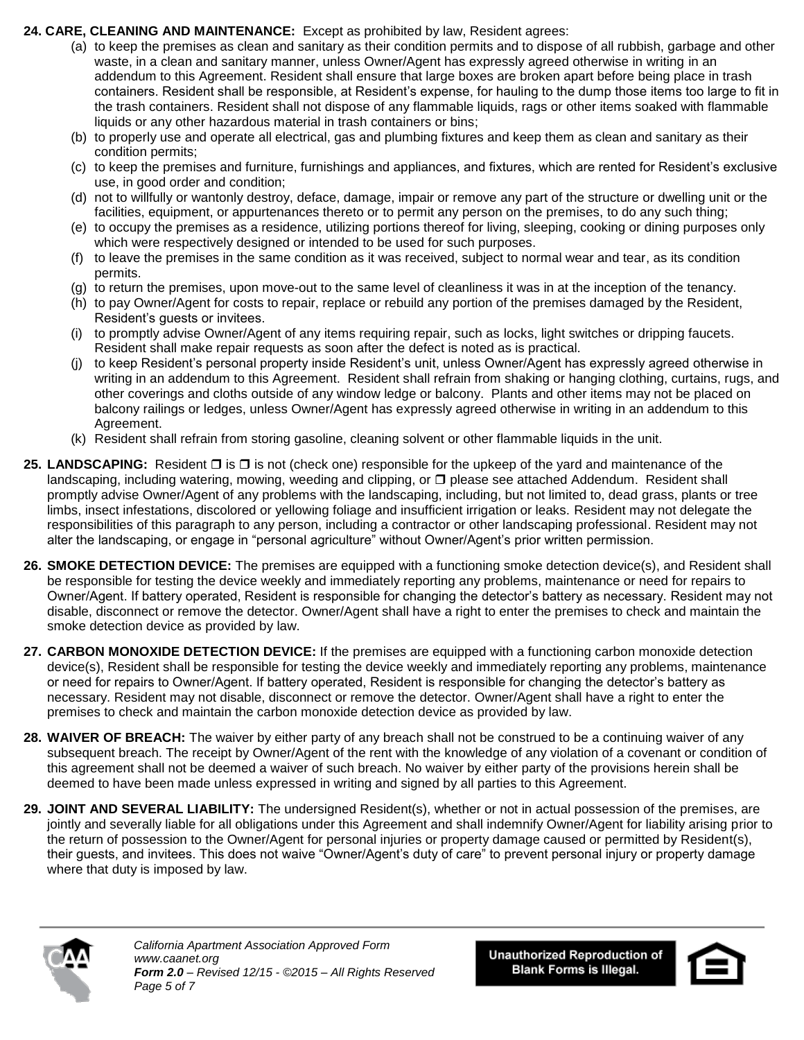**24. CARE, CLEANING AND MAINTENANCE:** Except as prohibited by law, Resident agrees:

(a) to keep the premises as clean and sanitary as their condition permits and to dispose of all rubbish, garbage and other waste, in a clean and sanitary manner, unless Owner/Agent has expressly agreed otherwise in writing in an addendum to this Agreement. Resident shall ensure that large boxes are broken apart before being place in trash containers. Resident shall be responsible, at Resident's expense, for hauling to the dump those items too large to fit in the trash containers. Resident shall not dispose of any flammable liquids, rags or other items soaked with flammable liquids or any other hazardous material in trash containers or bins;

(b) to properly use and operate all electrical, gas and plumbing fixtures and keep them as clean and sanitary as their condition permits;

(c) to keep the premises and furniture, furnishings and appliances, and fixtures, which are rented for Resident's exclusive use, in good order and condition;

(d) not to willfully or wantonly destroy, deface, damage, impair or remove any part of the structure or dwelling unit or the facilities, equipment, or appurtenances thereto or to permit any person on the premises, to do any such thing;

(e) to occupy the premises as a residence, utilizing portions thereof for living, sleeping, cooking or dining purposes only which were respectively designed or intended to be used for such purposes.

(f) to leave the premises in the same condition as it was received, subject to normal wear and tear, as its condition permits.

(g) to return the premises, upon move-out to the same level of cleanliness it was in at the inception of the tenancy.

(h) to pay Owner/Agent for costs to repair, replace or rebuild any portion of the premises damaged by the Resident, Resident's guests or invitees.

(i) to promptly advise Owner/Agent of any items requiring repair, such as locks, light switches or dripping faucets. Resident shall make repair requests as soon after the defect is noted as is practical.

(j) to keep Resident's personal property inside Resident's unit, unless Owner/Agent has expressly agreed otherwise in writing in an addendum to this Agreement. Resident shall refrain from shaking or hanging clothing, curtains, rugs, and other coverings and cloths outside of any window ledge or balcony. Plants and other items may not be placed on balcony railings or ledges, unless Owner/Agent has expressly agreed otherwise in writing in an addendum to this Agreement.

(k) Resident shall refrain from storing gasoline, cleaning solvent or other flammable liquids in the unit.

**25. LANDSCAPING:** Resident ❒ is ❒ is not (check one) responsible for the upkeep of the yard and maintenance of the landscaping, including watering, mowing, weeding and clipping, or ❒ please see attached Addendum. Resident shall promptly advise Owner/Agent of any problems with the landscaping, including, but not limited to, dead grass, plants or tree limbs, insect infestations, discolored or yellowing foliage and insufficient irrigation or leaks. Resident may not delegate the responsibilities of this paragraph to any person, including a contractor or other landscaping professional. Resident may not alter the landscaping, or engage in "personal agriculture" without Owner/Agent's prior written permission.

**26. SMOKE DETECTION DEVICE:** The premises are equipped with a functioning smoke detection device(s), and Resident shall be responsible for testing the device weekly and immediately reporting any problems, maintenance or need for repairs to Owner/Agent. If battery operated, Resident is responsible for changing the detector's battery as necessary. Resident may not disable, disconnect or remove the detector. Owner/Agent shall have a right to enter the premises to check and maintain the smoke detection device as provided by law.

**27. CARBON MONOXIDE DETECTION DEVICE:** If the premises are equipped with a functioning carbon monoxide detection device(s), Resident shall be responsible for testing the device weekly and immediately reporting any problems, maintenance or need for repairs to Owner/Agent. If battery operated, Resident is responsible for changing the detector's battery as necessary. Resident may not disable, disconnect or remove the detector. Owner/Agent shall have a right to enter the premises to check and maintain the carbon monoxide detection device as provided by law.

**28. WAIVER OF BREACH:** The waiver by either party of any breach shall not be construed to be a continuing waiver of any subsequent breach. The receipt by Owner/Agent of the rent with the knowledge of any violation of a covenant or condition of this agreement shall not be deemed a waiver of such breach. No waiver by either party of the provisions herein shall be deemed to have been made unless expressed in writing and signed by all parties to this Agreement.

**29. JOINT AND SEVERAL LIABILITY:** The undersigned Resident(s), whether or not in actual possession of the premises, are jointly and severally liable for all obligations under this Agreement and shall indemnify Owner/Agent for liability arising prior to the return of possession to the Owner/Agent for personal injuries or property damage caused or permitted by Resident(s), their guests, and invitees. This does not waive "Owner/Agent's duty of care" to prevent personal injury or property damage where that duty is imposed by law.

*California Apartment Association Approved Form*
*www.caanet.org*
***Form 2.0** – Revised 12/15 - ©2015 – All Rights Reserved*

**Unauthorized Reproduction of Blank Forms is Illegal.**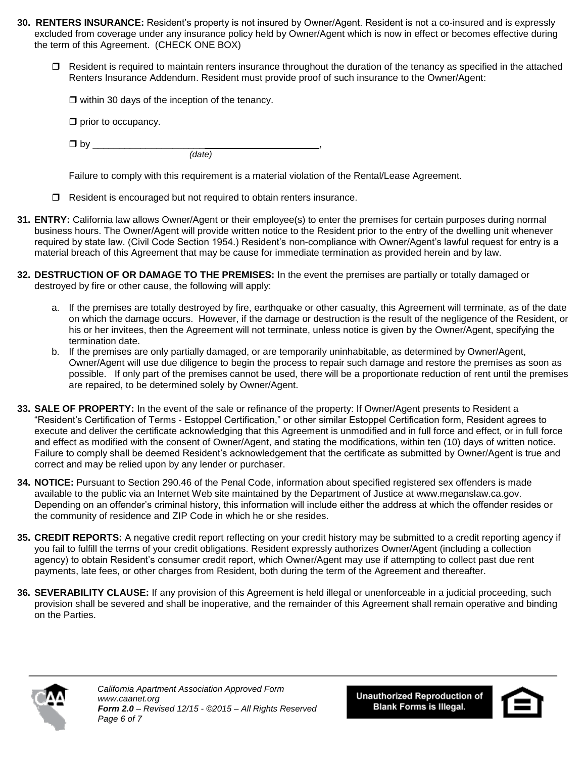**30. RENTERS INSURANCE:** Resident's property is not insured by Owner/Agent. Resident is not a co-insured and is expressly excluded from coverage under any insurance policy held by Owner/Agent which is now in effect or becomes effective during the term of this Agreement. (CHECK ONE BOX)

- ☐ Resident is required to maintain renters insurance throughout the duration of the tenancy as specified in the attached Renters Insurance Addendum. Resident must provide proof of such insurance to the Owner/Agent:

  ☐ within 30 days of the inception of the tenancy.

  ☐ prior to occupancy.

  ☐ by ________________________________________,
  *(date)*

  Failure to comply with this requirement is a material violation of the Rental/Lease Agreement.

- ☐ Resident is encouraged but not required to obtain renters insurance.

**31. ENTRY:** California law allows Owner/Agent or their employee(s) to enter the premises for certain purposes during normal business hours. The Owner/Agent will provide written notice to the Resident prior to the entry of the dwelling unit whenever required by state law. (Civil Code Section 1954.) Resident's non-compliance with Owner/Agent's lawful request for entry is a material breach of this Agreement that may be cause for immediate termination as provided herein and by law.

**32. DESTRUCTION OF OR DAMAGE TO THE PREMISES:** In the event the premises are partially or totally damaged or destroyed by fire or other cause, the following will apply:

a. If the premises are totally destroyed by fire, earthquake or other casualty, this Agreement will terminate, as of the date on which the damage occurs. However, if the damage or destruction is the result of the negligence of the Resident, or his or her invitees, then the Agreement will not terminate, unless notice is given by the Owner/Agent, specifying the termination date.

b. If the premises are only partially damaged, or are temporarily uninhabitable, as determined by Owner/Agent, Owner/Agent will use due diligence to begin the process to repair such damage and restore the premises as soon as possible. If only part of the premises cannot be used, there will be a proportionate reduction of rent until the premises are repaired, to be determined solely by Owner/Agent.

**33. SALE OF PROPERTY:** In the event of the sale or refinance of the property: If Owner/Agent presents to Resident a "Resident's Certification of Terms - Estoppel Certification," or other similar Estoppel Certification form, Resident agrees to execute and deliver the certificate acknowledging that this Agreement is unmodified and in full force and effect, or in full force and effect as modified with the consent of Owner/Agent, and stating the modifications, within ten (10) days of written notice. Failure to comply shall be deemed Resident's acknowledgement that the certificate as submitted by Owner/Agent is true and correct and may be relied upon by any lender or purchaser.

**34. NOTICE:** Pursuant to Section 290.46 of the Penal Code, information about specified registered sex offenders is made available to the public via an Internet Web site maintained by the Department of Justice at www.meganslaw.ca.gov. Depending on an offender's criminal history, this information will include either the address at which the offender resides or the community of residence and ZIP Code in which he or she resides.

**35. CREDIT REPORTS:** A negative credit report reflecting on your credit history may be submitted to a credit reporting agency if you fail to fulfill the terms of your credit obligations. Resident expressly authorizes Owner/Agent (including a collection agency) to obtain Resident's consumer credit report, which Owner/Agent may use if attempting to collect past due rent payments, late fees, or other charges from Resident, both during the term of the Agreement and thereafter.

**36. SEVERABILITY CLAUSE:** If any provision of this Agreement is held illegal or unenforceable in a judicial proceeding, such provision shall be severed and shall be inoperative, and the remainder of this Agreement shall remain operative and binding on the Parties.

*California Apartment Association Approved Form*
*www.caanet.org*
***Form 2.0** – Revised 12/15 - ©2015 – All Rights Reserved*

**Unauthorized Reproduction of Blank Forms is Illegal.**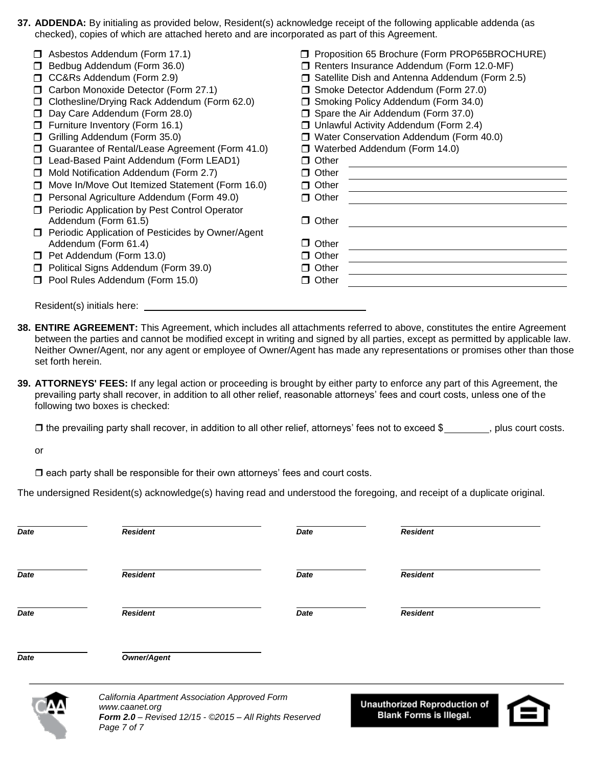**37. ADDENDA:** By initialing as provided below, Resident(s) acknowledge receipt of the following applicable addenda (as checked), copies of which are attached hereto and are incorporated as part of this Agreement.

- ☐ Asbestos Addendum (Form 17.1)
- ☐ Bedbug Addendum (Form 36.0)
- ☐ CC&Rs Addendum (Form 2.9)
- ☐ Carbon Monoxide Detector (Form 27.1)
- ☐ Clothesline/Drying Rack Addendum (Form 62.0)
- ☐ Day Care Addendum (Form 28.0)
- ☐ Furniture Inventory (Form 16.1)
- ☐ Grilling Addendum (Form 35.0)
- ☐ Guarantee of Rental/Lease Agreement (Form 41.0)
- ☐ Lead-Based Paint Addendum (Form LEAD1)
- ☐ Mold Notification Addendum (Form 2.7)
- ☐ Move In/Move Out Itemized Statement (Form 16.0)
- ☐ Personal Agriculture Addendum (Form 49.0)
- ☐ Periodic Application by Pest Control Operator Addendum (Form 61.5)
- ☐ Periodic Application of Pesticides by Owner/Agent Addendum (Form 61.4)
- ☐ Pet Addendum (Form 13.0)
- ☐ Political Signs Addendum (Form 39.0)
- ☐ Pool Rules Addendum (Form 15.0)
- ☐ Proposition 65 Brochure (Form PROP65BROCHURE)
- ☐ Renters Insurance Addendum (Form 12.0-MF)
- ☐ Satellite Dish and Antenna Addendum (Form 2.5)
- ☐ Smoke Detector Addendum (Form 27.0)
- ☐ Smoking Policy Addendum (Form 34.0)
- ☐ Spare the Air Addendum (Form 37.0)
- ☐ Unlawful Activity Addendum (Form 2.4)
- ☐ Water Conservation Addendum (Form 40.0)
- ☐ Waterbed Addendum (Form 14.0)
- ☐ Other ____________________
- ☐ Other ____________________
- ☐ Other ____________________
- ☐ Other ____________________
- ☐ Other ____________________
- ☐ Other ____________________
- ☐ Other ____________________
- ☐ Other ____________________
- ☐ Other ____________________

Resident(s) initials here: ____________________

**38. ENTIRE AGREEMENT:** This Agreement, which includes all attachments referred to above, constitutes the entire Agreement between the parties and cannot be modified except in writing and signed by all parties, except as permitted by applicable law. Neither Owner/Agent, nor any agent or employee of Owner/Agent has made any representations or promises other than those set forth herein.

**39. ATTORNEYS' FEES:** If any legal action or proceeding is brought by either party to enforce any part of this Agreement, the prevailing party shall recover, in addition to all other relief, reasonable attorneys' fees and court costs, unless one of the following two boxes is checked:

☐ the prevailing party shall recover, in addition to all other relief, attorneys' fees not to exceed $________, plus court costs.

or

☐ each party shall be responsible for their own attorneys' fees and court costs.

The undersigned Resident(s) acknowledge(s) having read and understood the foregoing, and receipt of a duplicate original.

| | | | |
|---|---|---|---|
| *Date* | *Resident* | *Date* | *Resident* |
| *Date* | *Resident* | *Date* | *Resident* |
| *Date* | *Resident* | *Date* | *Resident* |
| *Date* | *Owner/Agent* | | |

*California Apartment Association Approved Form*
*www.caanet.org*
***Form 2.0** – Revised 12/15 - ©2015 – All Rights Reserved*

**Unauthorized Reproduction of Blank Forms is Illegal.**